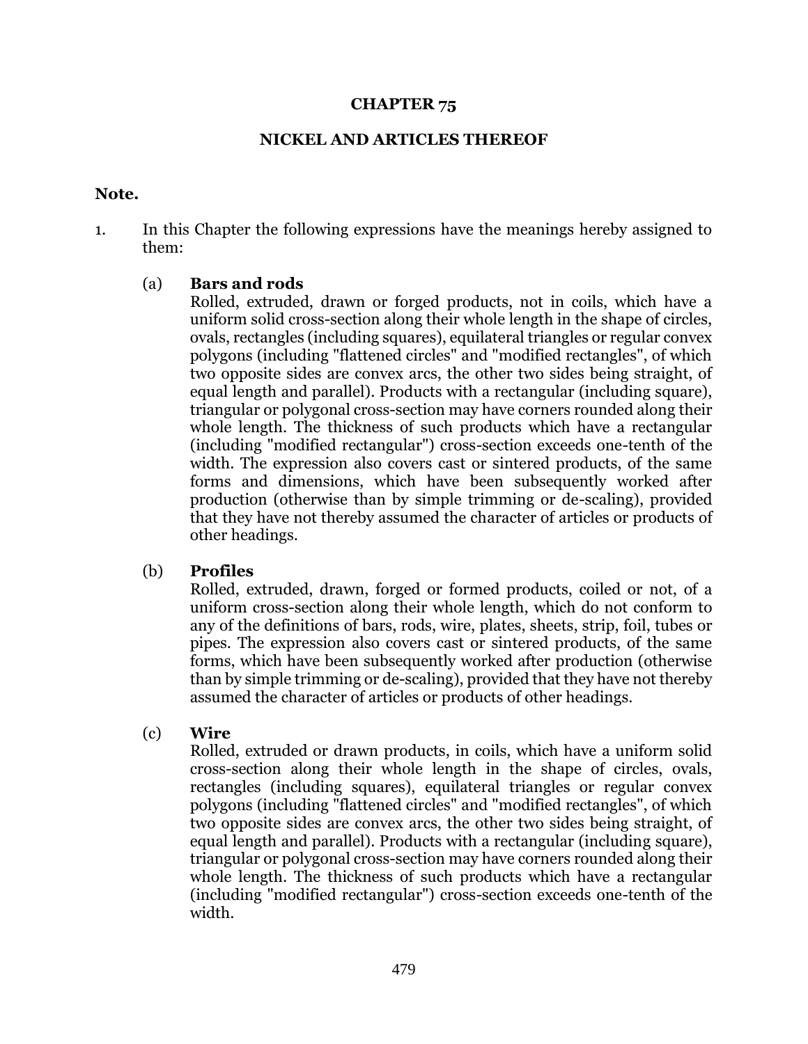# CHAPTER 75

## NICKEL AND ARTICLES THEREOF

**Note.**

1. In this Chapter the following expressions have the meanings hereby assigned to them:

   (a) **Bars and rods**
   Rolled, extruded, drawn or forged products, not in coils, which have a uniform solid cross-section along their whole length in the shape of circles, ovals, rectangles (including squares), equilateral triangles or regular convex polygons (including "flattened circles" and "modified rectangles", of which two opposite sides are convex arcs, the other two sides being straight, of equal length and parallel). Products with a rectangular (including square), triangular or polygonal cross-section may have corners rounded along their whole length. The thickness of such products which have a rectangular (including "modified rectangular") cross-section exceeds one-tenth of the width. The expression also covers cast or sintered products, of the same forms and dimensions, which have been subsequently worked after production (otherwise than by simple trimming or de-scaling), provided that they have not thereby assumed the character of articles or products of other headings.

   (b) **Profiles**
   Rolled, extruded, drawn, forged or formed products, coiled or not, of a uniform cross-section along their whole length, which do not conform to any of the definitions of bars, rods, wire, plates, sheets, strip, foil, tubes or pipes. The expression also covers cast or sintered products, of the same forms, which have been subsequently worked after production (otherwise than by simple trimming or de-scaling), provided that they have not thereby assumed the character of articles or products of other headings.

   (c) **Wire**
   Rolled, extruded or drawn products, in coils, which have a uniform solid cross-section along their whole length in the shape of circles, ovals, rectangles (including squares), equilateral triangles or regular convex polygons (including "flattened circles" and "modified rectangles", of which two opposite sides are convex arcs, the other two sides being straight, of equal length and parallel). Products with a rectangular (including square), triangular or polygonal cross-section may have corners rounded along their whole length. The thickness of such products which have a rectangular (including "modified rectangular") cross-section exceeds one-tenth of the width.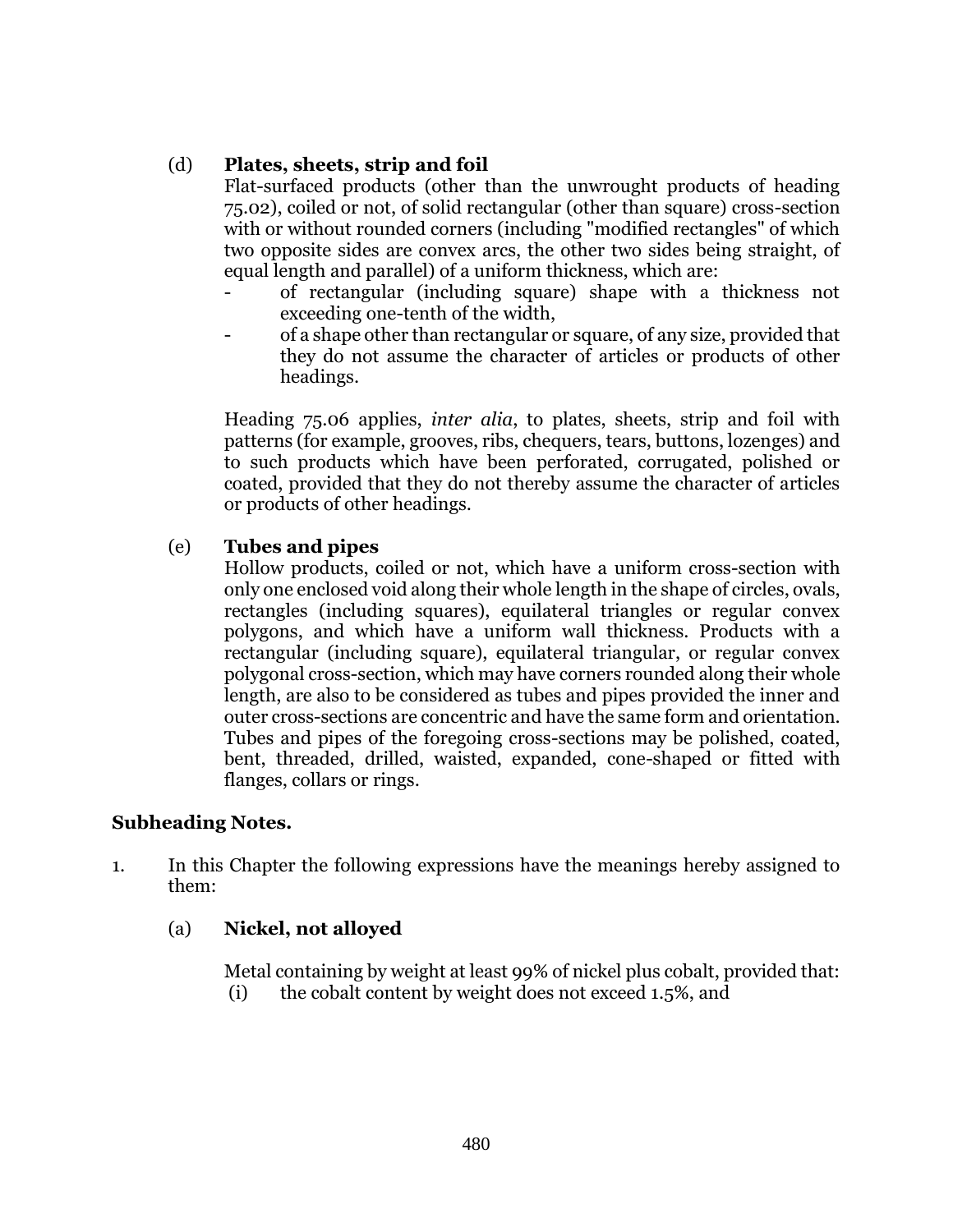(d) **Plates, sheets, strip and foil**

Flat-surfaced products (other than the unwrought products of heading 75.02), coiled or not, of solid rectangular (other than square) cross-section with or without rounded corners (including "modified rectangles" of which two opposite sides are convex arcs, the other two sides being straight, of equal length and parallel) of a uniform thickness, which are:

- of rectangular (including square) shape with a thickness not exceeding one-tenth of the width,
- of a shape other than rectangular or square, of any size, provided that they do not assume the character of articles or products of other headings.

Heading 75.06 applies, *inter alia*, to plates, sheets, strip and foil with patterns (for example, grooves, ribs, chequers, tears, buttons, lozenges) and to such products which have been perforated, corrugated, polished or coated, provided that they do not thereby assume the character of articles or products of other headings.

(e) **Tubes and pipes**

Hollow products, coiled or not, which have a uniform cross-section with only one enclosed void along their whole length in the shape of circles, ovals, rectangles (including squares), equilateral triangles or regular convex polygons, and which have a uniform wall thickness. Products with a rectangular (including square), equilateral triangular, or regular convex polygonal cross-section, which may have corners rounded along their whole length, are also to be considered as tubes and pipes provided the inner and outer cross-sections are concentric and have the same form and orientation. Tubes and pipes of the foregoing cross-sections may be polished, coated, bent, threaded, drilled, waisted, expanded, cone-shaped or fitted with flanges, collars or rings.

**Subheading Notes.**

1. In this Chapter the following expressions have the meanings hereby assigned to them:

(a) **Nickel, not alloyed**

Metal containing by weight at least 99% of nickel plus cobalt, provided that:

(i) the cobalt content by weight does not exceed 1.5%, and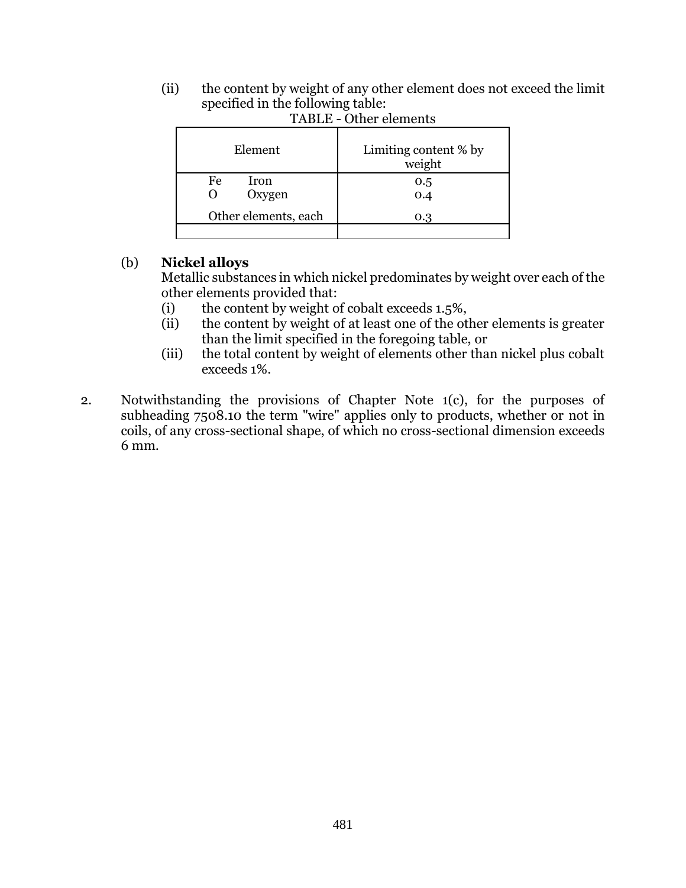(ii) the content by weight of any other element does not exceed the limit specified in the following table:

TABLE - Other elements

| Element | Limiting content % by weight |
|---|---|
| Fe Iron | 0.5 |
| O Oxygen | 0.4 |
| Other elements, each | 0.3 |
| | |

(b) **Nickel alloys**

Metallic substances in which nickel predominates by weight over each of the other elements provided that:

(i) the content by weight of cobalt exceeds 1.5%,

(ii) the content by weight of at least one of the other elements is greater than the limit specified in the foregoing table, or

(iii) the total content by weight of elements other than nickel plus cobalt exceeds 1%.

2. Notwithstanding the provisions of Chapter Note 1(c), for the purposes of subheading 7508.10 the term "wire" applies only to products, whether or not in coils, of any cross-sectional shape, of which no cross-sectional dimension exceeds 6 mm.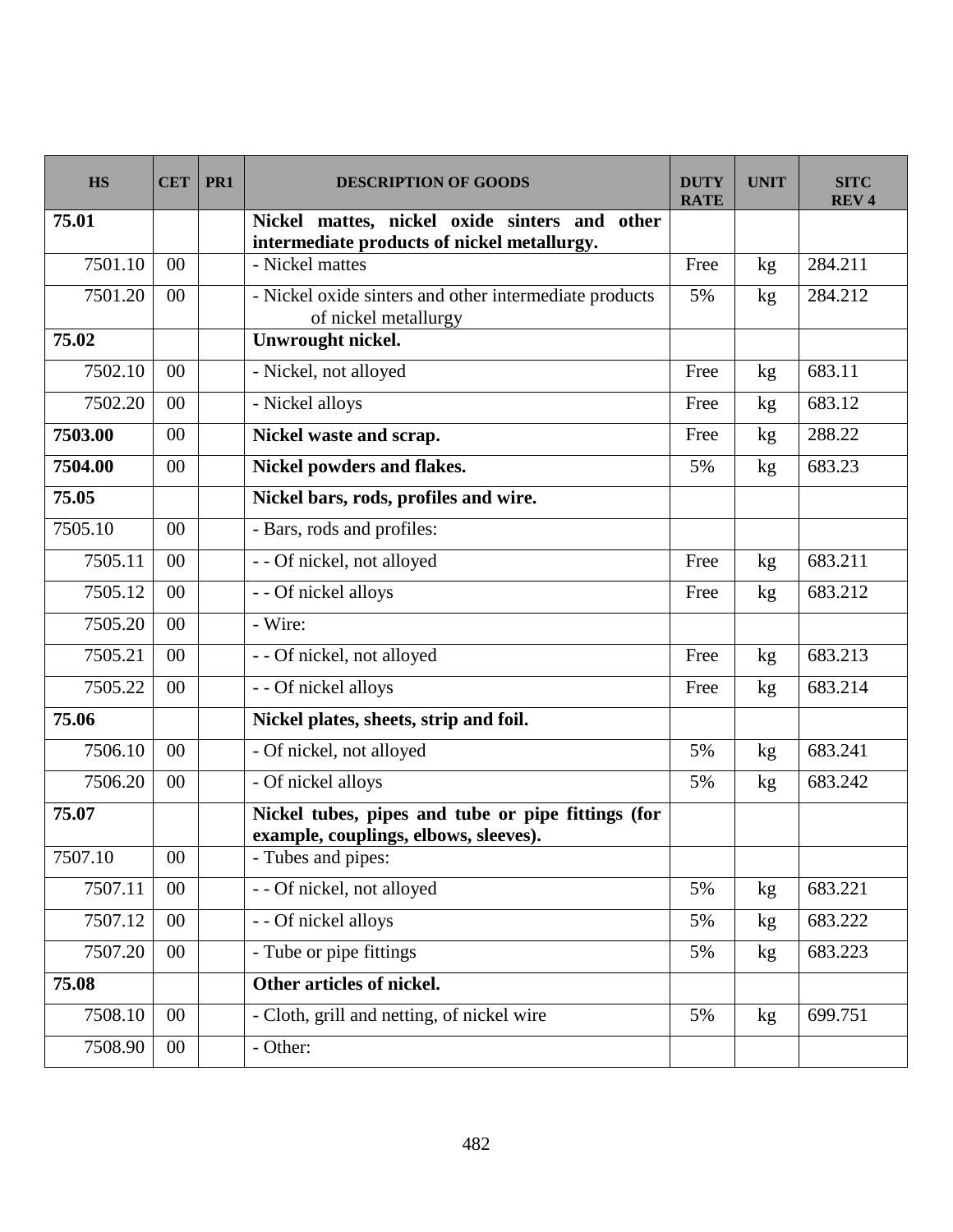| HS | CET | PR1 | DESCRIPTION OF GOODS | DUTY RATE | UNIT | SITC REV 4 |
|---|---|---|---|---|---|---|
| **75.01** | | | **Nickel mattes, nickel oxide sinters and other intermediate products of nickel metallurgy.** | | | |
| 7501.10 | 00 | | - Nickel mattes | Free | kg | 284.211 |
| 7501.20 | 00 | | - Nickel oxide sinters and other intermediate products of nickel metallurgy | 5% | kg | 284.212 |
| **75.02** | | | **Unwrought nickel.** | | | |
| 7502.10 | 00 | | - Nickel, not alloyed | Free | kg | 683.11 |
| 7502.20 | 00 | | - Nickel alloys | Free | kg | 683.12 |
| **7503.00** | 00 | | **Nickel waste and scrap.** | Free | kg | 288.22 |
| **7504.00** | 00 | | **Nickel powders and flakes.** | 5% | kg | 683.23 |
| **75.05** | | | **Nickel bars, rods, profiles and wire.** | | | |
| 7505.10 | 00 | | - Bars, rods and profiles: | | | |
| 7505.11 | 00 | | - - Of nickel, not alloyed | Free | kg | 683.211 |
| 7505.12 | 00 | | - - Of nickel alloys | Free | kg | 683.212 |
| 7505.20 | 00 | | - Wire: | | | |
| 7505.21 | 00 | | - - Of nickel, not alloyed | Free | kg | 683.213 |
| 7505.22 | 00 | | - - Of nickel alloys | Free | kg | 683.214 |
| **75.06** | | | **Nickel plates, sheets, strip and foil.** | | | |
| 7506.10 | 00 | | - Of nickel, not alloyed | 5% | kg | 683.241 |
| 7506.20 | 00 | | - Of nickel alloys | 5% | kg | 683.242 |
| **75.07** | | | **Nickel tubes, pipes and tube or pipe fittings (for example, couplings, elbows, sleeves).** | | | |
| 7507.10 | 00 | | - Tubes and pipes: | | | |
| 7507.11 | 00 | | - - Of nickel, not alloyed | 5% | kg | 683.221 |
| 7507.12 | 00 | | - - Of nickel alloys | 5% | kg | 683.222 |
| 7507.20 | 00 | | - Tube or pipe fittings | 5% | kg | 683.223 |
| **75.08** | | | **Other articles of nickel.** | | | |
| 7508.10 | 00 | | - Cloth, grill and netting, of nickel wire | 5% | kg | 699.751 |
| 7508.90 | 00 | | - Other: | | | |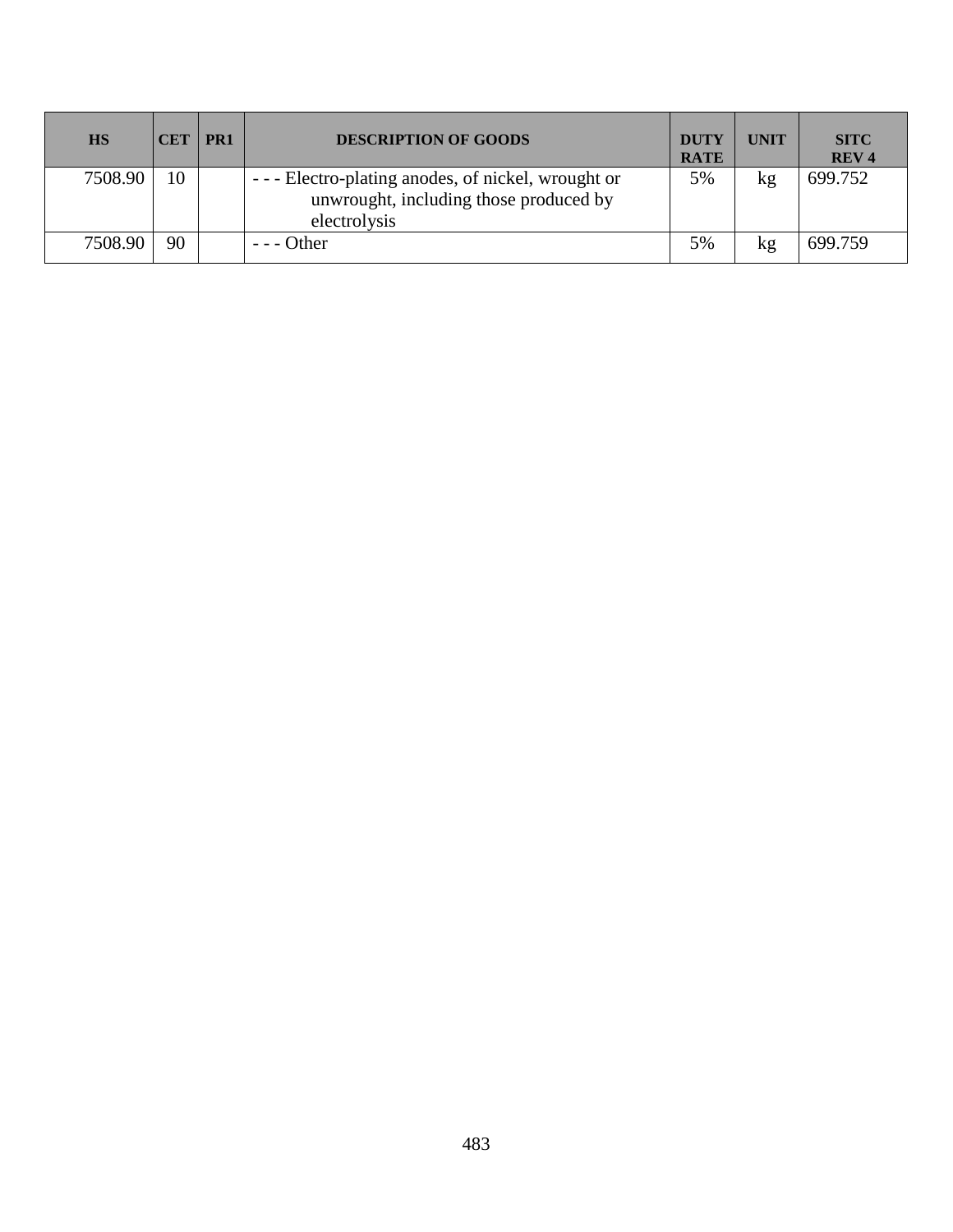| HS | CET | PR1 | DESCRIPTION OF GOODS | DUTY RATE | UNIT | SITC REV 4 |
|---|---|---|---|---|---|---|
| 7508.90 | 10 | | - - - Electro-plating anodes, of nickel, wrought or unwrought, including those produced by electrolysis | 5% | kg | 699.752 |
| 7508.90 | 90 | | - - - Other | 5% | kg | 699.759 |